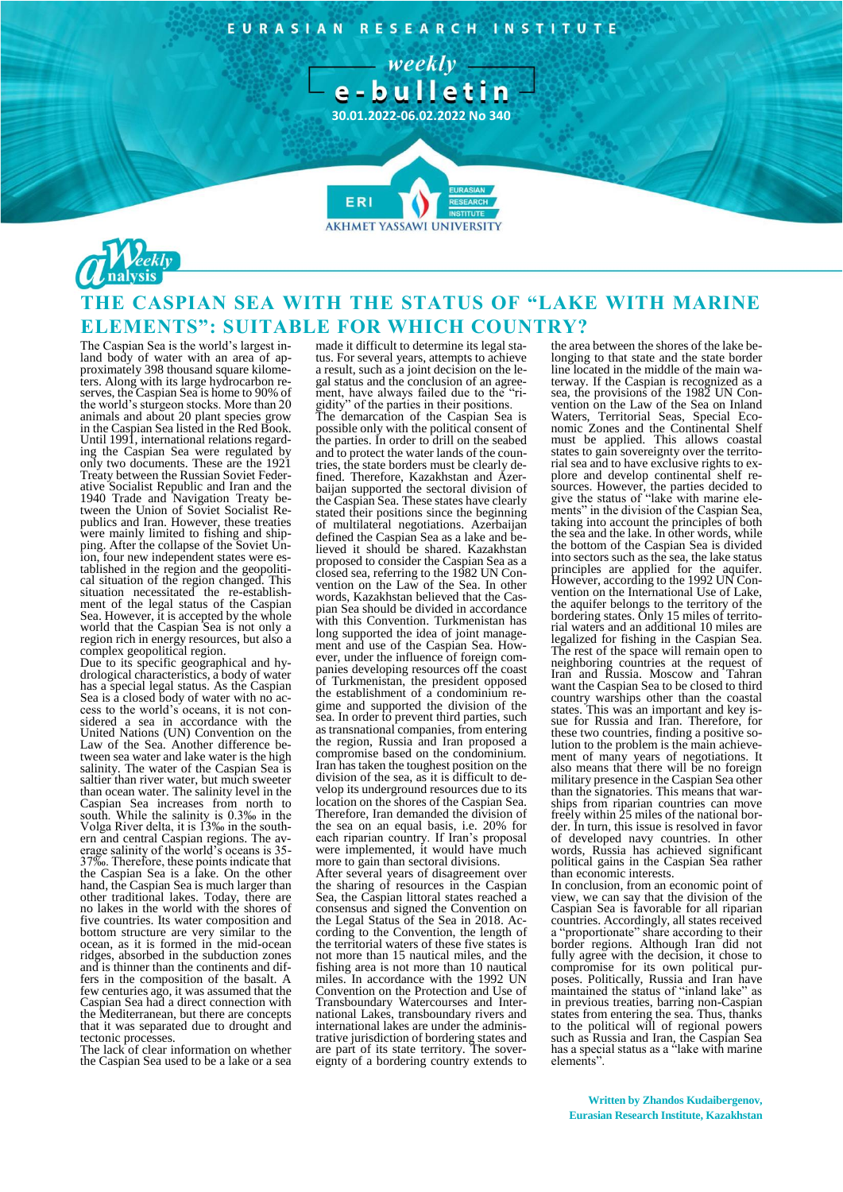EURASIAN RESEARCH INSTITUTE

*weekly*

**e-bulletin**

30.01.2022-06.02.2022 No 340

Weekly Analysis

# THE CASPIAN SEA WITH THE STATUS OF "LAKE WITH MARINE ELEMENTS": SUITABLE FOR WHICH COUNTRY?

The Caspian Sea is the world's largest inland body of water with an area of approximately 398 thousand square kilometers. Along with its large hydrocarbon reserves, the Caspian Sea is home to 90% of the world's sturgeon stocks. More than 20 animals and about 20 plant species grow in the Caspian Sea listed in the Red Book. Until 1991, international relations regarding the Caspian Sea were regulated by only two documents. These are the 1921 Treaty between the Russian Soviet Federative Socialist Republic and Iran and the 1940 Trade and Navigation Treaty between the Union of Soviet Socialist Republics and Iran. However, these treaties were mainly limited to fishing and shipping. After the collapse of the Soviet Union, four new independent states were established in the region and the geopolitical situation of the region changed. This situation necessitated the re-establishment of the legal status of the Caspian Sea. However, it is accepted by the whole world that the Caspian Sea is not only a region rich in energy resources, but also a complex geopolitical region.

Due to its specific geographical and hydrological characteristics, a body of water has a special legal status. As the Caspian Sea is a closed body of water with no access to the world's oceans, it is not considered a sea in accordance with the United Nations (UN) Convention on the Law of the Sea. Another difference between sea water and lake water is the high salinity. The water of the Caspian Sea is saltier than river water, but much sweeter than ocean water. The salinity level in the Caspian Sea increases from north to south. While the salinity is 0.3‰ in the Volga River delta, it is 13‰ in the southern and central Caspian regions. The average salinity of the world's oceans is 35-37‰. Therefore, these points indicate that the Caspian Sea is a lake. On the other hand, the Caspian Sea is much larger than other traditional lakes. Today, there are no lakes in the world with the shores of five countries. Its water composition and bottom structure are very similar to the ocean, as it is formed in the mid-ocean ridges, absorbed in the subduction zones and is thinner than the continents and differs in the composition of the basalt. A few centuries ago, it was assumed that the Caspian Sea had a direct connection with the Mediterranean, but there are concepts that it was separated due to drought and tectonic processes.

The lack of clear information on whether the Caspian Sea used to be a lake or a sea made it difficult to determine its legal status. For several years, attempts to achieve a result, such as a joint decision on the legal status and the conclusion of an agreement, have always failed due to the "rigidity" of the parties in their positions.

The demarcation of the Caspian Sea is possible only with the political consent of the parties. In order to drill on the seabed and to protect the water lands of the countries, the state borders must be clearly defined. Therefore, Kazakhstan and Azerbaijan supported the sectoral division of the Caspian Sea. These states have clearly stated their positions since the beginning of multilateral negotiations. Azerbaijan defined the Caspian Sea as a lake and believed it should be shared. Kazakhstan proposed to consider the Caspian Sea as a closed sea, referring to the 1982 UN Convention on the Law of the Sea. In other words, Kazakhstan believed that the Caspian Sea should be divided in accordance with this Convention. Turkmenistan has long supported the idea of joint management and use of the Caspian Sea. However, under the influence of foreign companies developing resources off the coast of Turkmenistan, the president opposed the establishment of a condominium regime and supported the division of the sea. In order to prevent third parties, such as transnational companies, from entering the region, Russia and Iran proposed a compromise based on the condominium. Iran has taken the toughest position on the division of the sea, as it is difficult to develop its underground resources due to its location on the shores of the Caspian Sea. Therefore, Iran demanded the division of the sea on an equal basis, i.e. 20% for each riparian country. If Iran's proposal were implemented, it would have much more to gain than sectoral divisions.

After several years of disagreement over the sharing of resources in the Caspian Sea, the Caspian littoral states reached a consensus and signed the Convention on the Legal Status of the Sea in 2018. According to the Convention, the length of the territorial waters of these five states is not more than 15 nautical miles, and the fishing area is not more than 10 nautical miles. In accordance with the 1992 UN Convention on the Protection and Use of Transboundary Watercourses and International Lakes, transboundary rivers and international lakes are under the administrative jurisdiction of bordering states and are part of its state territory. The sovereignty of a bordering country extends to the area between the shores of the lake belonging to that state and the state border line located in the middle of the main waterway. If the Caspian is recognized as a sea, the provisions of the 1982 UN Convention on the Law of the Sea on Inland Waters, Territorial Seas, Special Economic Zones and the Continental Shelf must be applied. This allows coastal states to gain sovereignty over the territorial sea and to have exclusive rights to explore and develop continental shelf resources. However, the parties decided to give the status of "lake with marine elements" in the division of the Caspian Sea, taking into account the principles of both the sea and the lake. In other words, while the bottom of the Caspian Sea is divided into sectors such as the sea, the lake status principles are applied for the aquifer. However, according to the 1992 UN Convention on the International Use of Lake, the aquifer belongs to the territory of the bordering states. Only 15 miles of territorial waters and an additional 10 miles are legalized for fishing in the Caspian Sea. The rest of the space will remain open to neighboring countries at the request of Iran and Russia. Moscow and Tahran want the Caspian Sea to be closed to third country warships other than the coastal states. This was an important and key issue for Russia and Iran. Therefore, for these two countries, finding a positive solution to the problem is the main achievement of many years of negotiations. It also means that there will be no foreign military presence in the Caspian Sea other than the signatories. This means that warships from riparian countries can move freely within 25 miles of the national border. In turn, this issue is resolved in favor of developed navy countries. In other words, Russia has achieved significant political gains in the Caspian Sea rather than economic interests.

In conclusion, from an economic point of view, we can say that the division of the Caspian Sea is favorable for all riparian countries. Accordingly, all states received a "proportionate" share according to their border regions. Although Iran did not fully agree with the decision, it chose to compromise for its own political purposes. Politically, Russia and Iran have maintained the status of "inland lake" as in previous treaties, barring non-Caspian states from entering the sea. Thus, thanks to the political will of regional powers such as Russia and Iran, the Caspian Sea has a special status as a "lake with marine elements".

**Written by Zhandos Kudaibergenov, Eurasian Research Institute, Kazakhstan**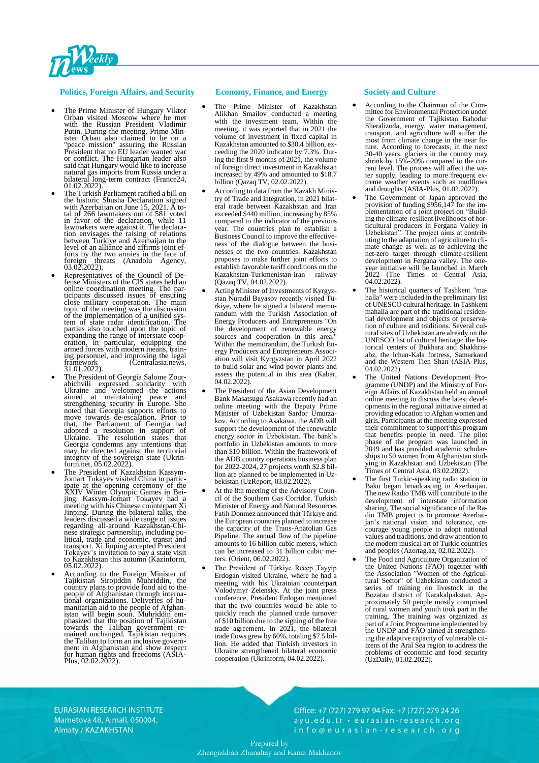## Politics, Foreign Affairs, and Security

- The Prime Minister of Hungary Viktor Orban visited Moscow where he met with the Russian President Vladimir Putin. During the meeting, Prime Minister Orban also claimed to be on a "peace mission" assuring the Russian President that no EU leader wanted war or conflict. The Hungarian leader also said that Hungary would like to increase natural gas imports from Russia under a bilateral long-term contract (France24, 01.02.2022).
- The Turkish Parliament ratified a bill on the historic Shusha Declaration signed with Azerbaijan on June 15, 2021. A total of 266 lawmakers out of 581 voted in favor of the declaration, while 11 lawmakers were against it. The declaration envisages the raising of relations between Turkiye and Azerbaijan to the level of an alliance and affirms joint efforts by the two armies in the face of foreign threats (Anadolu Agency, 03.02.2022).
- Representatives of the Council of Defense Ministers of the CIS states held an online coordination meeting. The participants discussed issues of ensuring close military cooperation. The main topic of the meeting was the discussion of the implementation of a unified system of state radar identification. The parties also touched upon the topic of expanding the range of interstate cooperation, in particular, equipping the armed forces with modern means, training personnel, and improving the legal framework (Centralasia.news, 31.01.2022).
- The President of Georgia Salome Zourabichvili expressed solidarity with Ukraine and welcomed the actions aimed at maintaining peace and strengthening security in Europe. She noted that Georgia supports efforts to move towards de-escalation. Prior to that, the Parliament of Georgia had adopted a resolution in support of Ukraine. The resolution states that Georgia condemns any intentions that may be directed against the territorial integrity of the sovereign state (Ukrinform.net, 05.02.2022).
- The President of Kazakhstan Kassym-Jomart Tokayev visited China to participate at the opening ceremony of the XXIV Winter Olympic Games in Beijing. Kassym-Jomart Tokayev had a meeting with his Chinese counterpart Xi Jinping. During the bilateral talks, the leaders discussed a wide range of issues regarding all-around Kazakhstan-Chinese strategic partnership, including political, trade and economic, transit and transport. Xi Jinping accepted President Tokayev's invitation to pay a state visit to Kazakhstan this autumn (Kazinform, 05.02.2022).
- According to the Foreign Minister of Tajikistan Sirojiddin Muhriddin, the country plans to provide food aid to the people of Afghanistan through international organizations. Deliveries of humanitarian aid to the people of Afghanistan will begin soon. Muhriddin emphasized that the position of Tajikistan towards the Taliban government remained unchanged. Tajikistan requires the Taliban to form an inclusive government in Afghanistan and show respect for human rights and freedoms (ASIA-Plus, 02.02.2022).

## Economy, Finance, and Energy

- The Prime Minister of Kazakhstan Alikhan Smailov conducted a meeting with the investment team. Within the meeting, it was reported that in 2021 the volume of investment in fixed capital in Kazakhstan amounted to $30.4 billion, exceeding the 2020 indicator by 7.3%. During the first 9 months of 2021, the volume of foreign direct investment in Kazakhstan increased by 49% and amounted to $18.7 billion (Qazaq TV, 02.02.2022).
- According to data from the Kazakh Ministry of Trade and Integration, in 2021 bilateral trade between Kazakhstan and Iran exceeded $440 million, increasing by 85% compared to the indicator of the previous year. The countries plan to establish a Business Council to improve the effectiveness of the dialogue between the businesses of the two countries. Kazakhstan proposes to make further joint efforts to establish favorable tariff conditions on the Kazakhstan-Turkmenistan-Iran railway (Qazaq TV, 04.02.2022).
- Acting Minister of Investments of Kyrgyzstan Nuradil Bayasov recently visited Türkiye, where he signed a bilateral memorandum with the Turkish Association of Energy Producers and Entrepreneurs "On the development of renewable energy sources and cooperation in this area." Within the memorandum, the Turkish Energy Producers and Entrepreneurs Association will visit Kyrgyzstan in April 2022 to build solar and wind power plants and assess the potential in this area (Kabar, 04.02.2022).
- The President of the Asian Development Bank Masatsugu Asakawa recently had an online meeting with the Deputy Prime Minister of Uzbekistan Sardor Umurzakov. According to Asakawa, the ADB will support the development of the renewable energy sector in Uzbekistan. The bank's portfolio in Uzbekistan amounts to more than $10 billion. Within the framework of the ADB country operations business plan for 2022-2024, 27 projects worth $2.8 billion are planned to be implemented in Uzbekistan (UzReport, 03.02.2022).
- At the 8th meeting of the Advisory Council of the Southern Gas Corridor, Turkish Minister of Energy and Natural Resources Fatih Donmez announced that Türkiye and the European countries planned to increase the capacity of the Trans-Anatolian Gas Pipeline. The annual flow of the pipeline amounts to 16 billion cubic meters, which can be increased to 31 billion cubic meters. (Orient, 06.02.2022).
- The President of Türkiye Recep Tayyip Erdogan visited Ukraine, where he had a meeting with his Ukrainian counterpart Volodymyr Zelensky. At the joint press conference, President Erdogan mentioned that the two countries would be able to quickly reach the planned trade turnover of $10 billion due to the signing of the free trade agreement. In 2021, the bilateral trade flows grew by 60%, totaling $7.5 billion. He added that Turkish investors in Ukraine strengthened bilateral economic cooperation (Ukrinform, 04.02.2022).

## Society and Culture

- According to the Chairman of the Committee for Environmental Protection under the Government of Tajikistan Bahodur Sheralizoda, energy, water management, transport, and agriculture will suffer the most from climate change in the near future. According to forecasts, in the next 30-40 years, glaciers in the country may shrink by 15%-20% compared to the current level. The process will affect the water supply, leading to more frequent extreme weather events such as mudflows and droughts (ASIA-Plus, 01.02.2022).
- The Government of Japan approved the provision of funding $956,147 for the implementation of a joint project on "Building the climate-resilient livelihoods of horticultural producers in Fergana Valley in Uzbekistan". The project aims at contributing to the adaptation of agriculture to climate change as well as to achieving the net-zero target through climate-resilient development in Fergana valley. The one-year initiative will be launched in March 2022 (The Times of Central Asia, 04.02.2022).
- The historical quarters of Tashkent "mahalla" were included in the preliminary list of UNESCO cultural heritage. In Tashkent mahalla are part of the traditional residential development and objects of preservation of culture and traditions. Several cultural sites of Uzbekistan are already on the UNESCO list of cultural heritage: the historical centers of Bukhara and Shakhrisabz, the Ichan-Kala fortress, Samarkand and the Western Tien Shan (ASIA-Plus, 04.02.2022).
- The United Nations Development Programme (UNDP) and the Ministry of Foreign Affairs of Kazakhstan held an annual online meeting to discuss the latest developments in the regional initiative aimed at providing education to Afghan women and girls. Participants at the meeting expressed their commitment to support this program that benefits people in need. The pilot phase of the program was launched in 2019 and has provided academic scholarships to 50 women from Afghanistan studying in Kazakhstan and Uzbekistan (The Times of Central Asia, 03.02.2022).
- The first Turkic-speaking radio station in Baku began broadcasting in Azerbaijan. The new Radio TMB will contribute to the development of interstate information sharing. The social significance of the Radio TMB project is to promote Azerbaijan's national vision and tolerance, encourage young people to adopt national values and traditions, and draw attention to the modern musical art of Turkic countries and peoples (Azertag.az, 02.02.2022).
- The Food and Agriculture Organization of the United Nations (FAO) together with the Association "Women of the Agricultural Sector" of Uzbekistan conducted a series of training on livestock in the Bozatau district of Karakalpakstan. Approximately 50 people mostly comprised of rural women and youth took part in the training. The training was organized as part of a Joint Programme implemented by the UNDP and FAO aimed at strengthening the adaptive capacity of vulnerable citizens of the Aral Sea region to address the problems of economic and food security (UzDaily, 01.02.2022).

EURASIAN RESEARCH INSTITUTE
Mametova 48, Almali, 050004,
Almaty / KAZAKHSTAN

Office: +7 (727) 279 97 94 Fax: +7 (727) 279 24 26
ayu.edu.tr • eurasian-research.org
info@eurasian-research.org

Prepared by
Zhengizkhan Zhanaltay and Kanat Makhanov